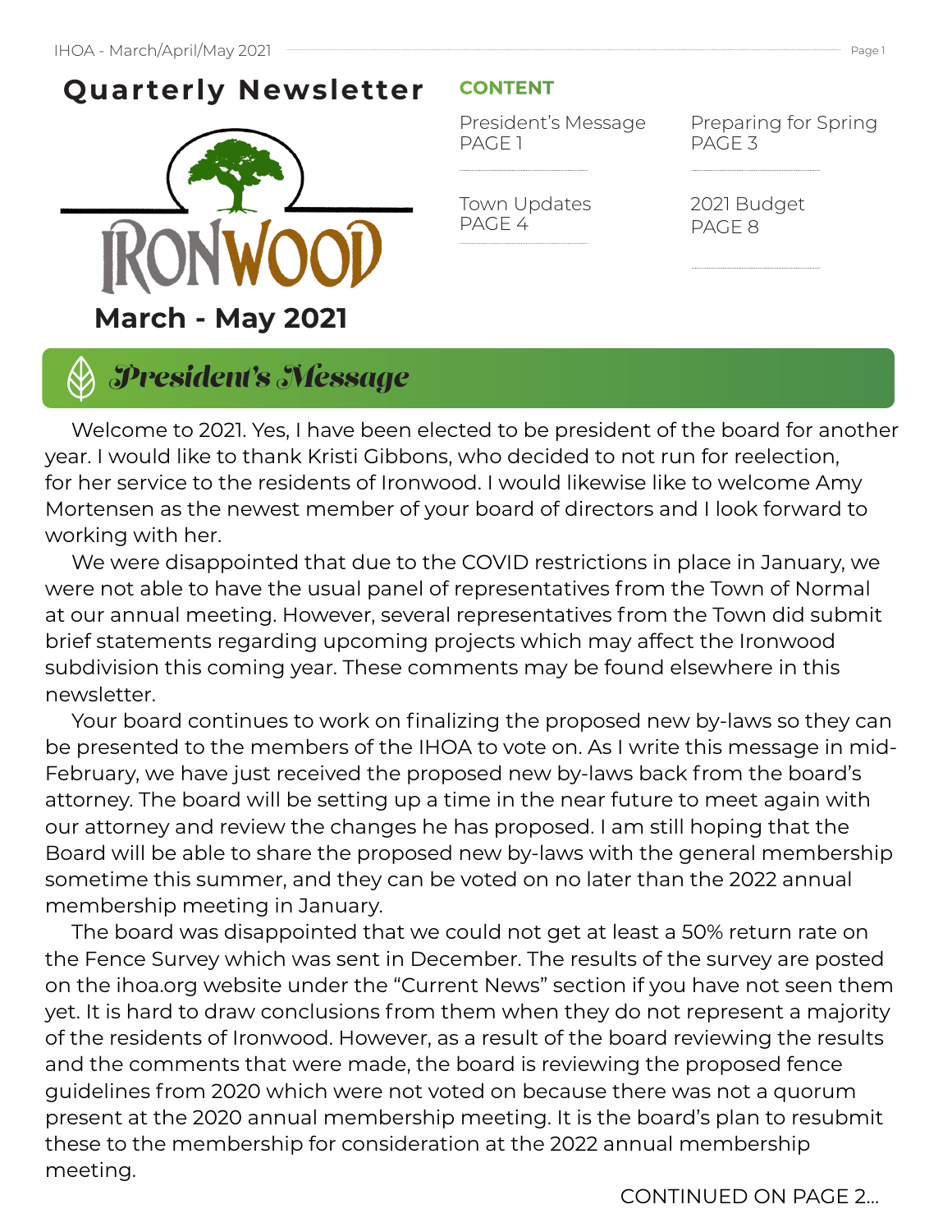# Quarterly Newsletter

IRONWOOD

**March - May 2021**

## CONTENT

President's Message
PAGE 1

Preparing for Spring
PAGE 3

Town Updates
PAGE 4

2021 Budget
PAGE 8

## *President's Message*

Welcome to 2021. Yes, I have been elected to be president of the board for another year. I would like to thank Kristi Gibbons, who decided to not run for reelection, for her service to the residents of Ironwood. I would likewise like to welcome Amy Mortensen as the newest member of your board of directors and I look forward to working with her.

We were disappointed that due to the COVID restrictions in place in January, we were not able to have the usual panel of representatives from the Town of Normal at our annual meeting. However, several representatives from the Town did submit brief statements regarding upcoming projects which may affect the Ironwood subdivision this coming year. These comments may be found elsewhere in this newsletter.

Your board continues to work on finalizing the proposed new by-laws so they can be presented to the members of the IHOA to vote on. As I write this message in mid-February, we have just received the proposed new by-laws back from the board's attorney. The board will be setting up a time in the near future to meet again with our attorney and review the changes he has proposed. I am still hoping that the Board will be able to share the proposed new by-laws with the general membership sometime this summer, and they can be voted on no later than the 2022 annual membership meeting in January.

The board was disappointed that we could not get at least a 50% return rate on the Fence Survey which was sent in December. The results of the survey are posted on the ihoa.org website under the "Current News" section if you have not seen them yet. It is hard to draw conclusions from them when they do not represent a majority of the residents of Ironwood. However, as a result of the board reviewing the results and the comments that were made, the board is reviewing the proposed fence guidelines from 2020 which were not voted on because there was not a quorum present at the 2020 annual membership meeting. It is the board's plan to resubmit these to the membership for consideration at the 2022 annual membership meeting.

CONTINUED ON PAGE 2...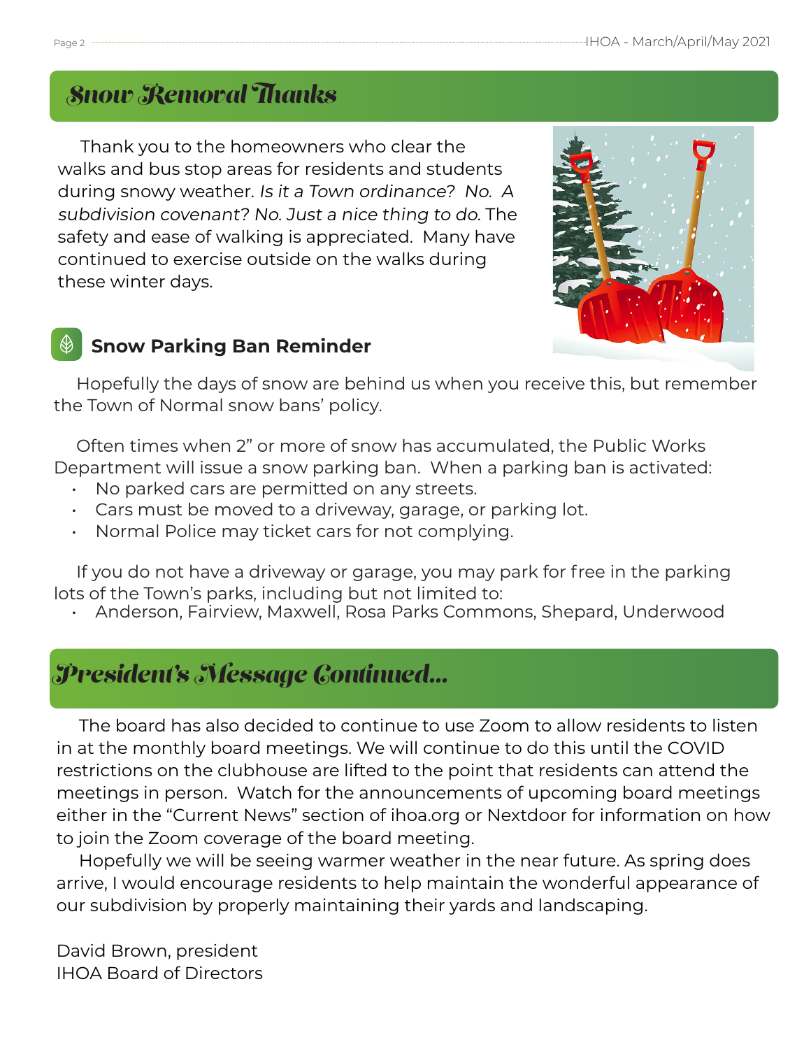## Snow Removal Thanks

Thank you to the homeowners who clear the walks and bus stop areas for residents and students during snowy weather. *Is it a Town ordinance? No. A subdivision covenant? No. Just a nice thing to do.* The safety and ease of walking is appreciated. Many have continued to exercise outside on the walks during these winter days.

### Snow Parking Ban Reminder

Hopefully the days of snow are behind us when you receive this, but remember the Town of Normal snow bans' policy.

Often times when 2" or more of snow has accumulated, the Public Works Department will issue a snow parking ban. When a parking ban is activated:

- No parked cars are permitted on any streets.
- Cars must be moved to a driveway, garage, or parking lot.
- Normal Police may ticket cars for not complying.

If you do not have a driveway or garage, you may park for free in the parking lots of the Town's parks, including but not limited to:

- Anderson, Fairview, Maxwell, Rosa Parks Commons, Shepard, Underwood

## President's Message Continued...

The board has also decided to continue to use Zoom to allow residents to listen in at the monthly board meetings. We will continue to do this until the COVID restrictions on the clubhouse are lifted to the point that residents can attend the meetings in person. Watch for the announcements of upcoming board meetings either in the "Current News" section of ihoa.org or Nextdoor for information on how to join the Zoom coverage of the board meeting.

Hopefully we will be seeing warmer weather in the near future. As spring does arrive, I would encourage residents to help maintain the wonderful appearance of our subdivision by properly maintaining their yards and landscaping.

David Brown, president
IHOA Board of Directors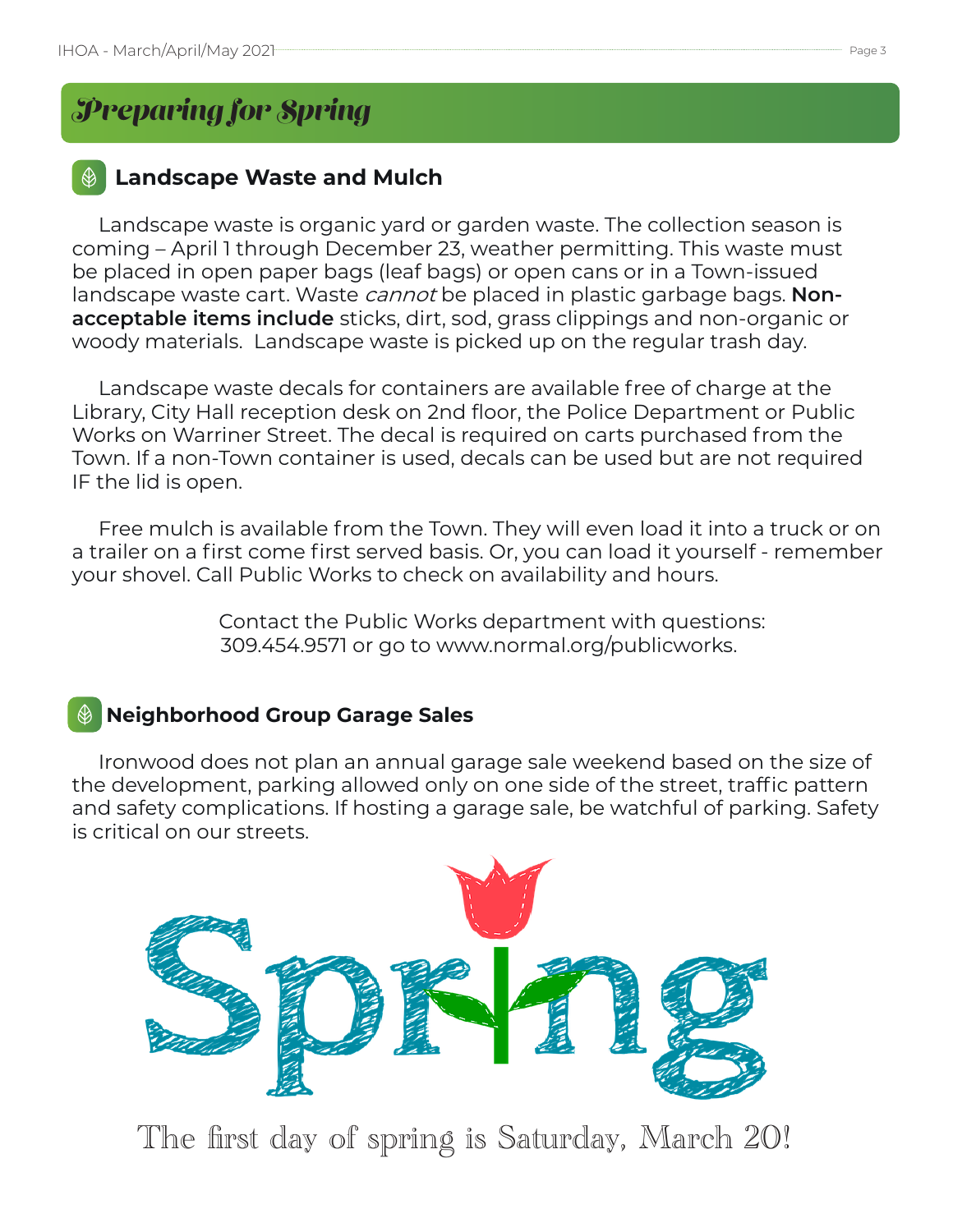# Preparing for Spring

## Landscape Waste and Mulch

Landscape waste is organic yard or garden waste. The collection season is coming – April 1 through December 23, weather permitting. This waste must be placed in open paper bags (leaf bags) or open cans or in a Town-issued landscape waste cart. Waste *cannot* be placed in plastic garbage bags. **Non-acceptable items include** sticks, dirt, sod, grass clippings and non-organic or woody materials. Landscape waste is picked up on the regular trash day.

Landscape waste decals for containers are available free of charge at the Library, City Hall reception desk on 2nd floor, the Police Department or Public Works on Warriner Street. The decal is required on carts purchased from the Town. If a non-Town container is used, decals can be used but are not required IF the lid is open.

Free mulch is available from the Town. They will even load it into a truck or on a trailer on a first come first served basis. Or, you can load it yourself - remember your shovel. Call Public Works to check on availability and hours.

Contact the Public Works department with questions: 309.454.9571 or go to www.normal.org/publicworks.

## Neighborhood Group Garage Sales

Ironwood does not plan an annual garage sale weekend based on the size of the development, parking allowed only on one side of the street, traffic pattern and safety complications. If hosting a garage sale, be watchful of parking. Safety is critical on our streets.

Spring

The first day of spring is Saturday, March 20!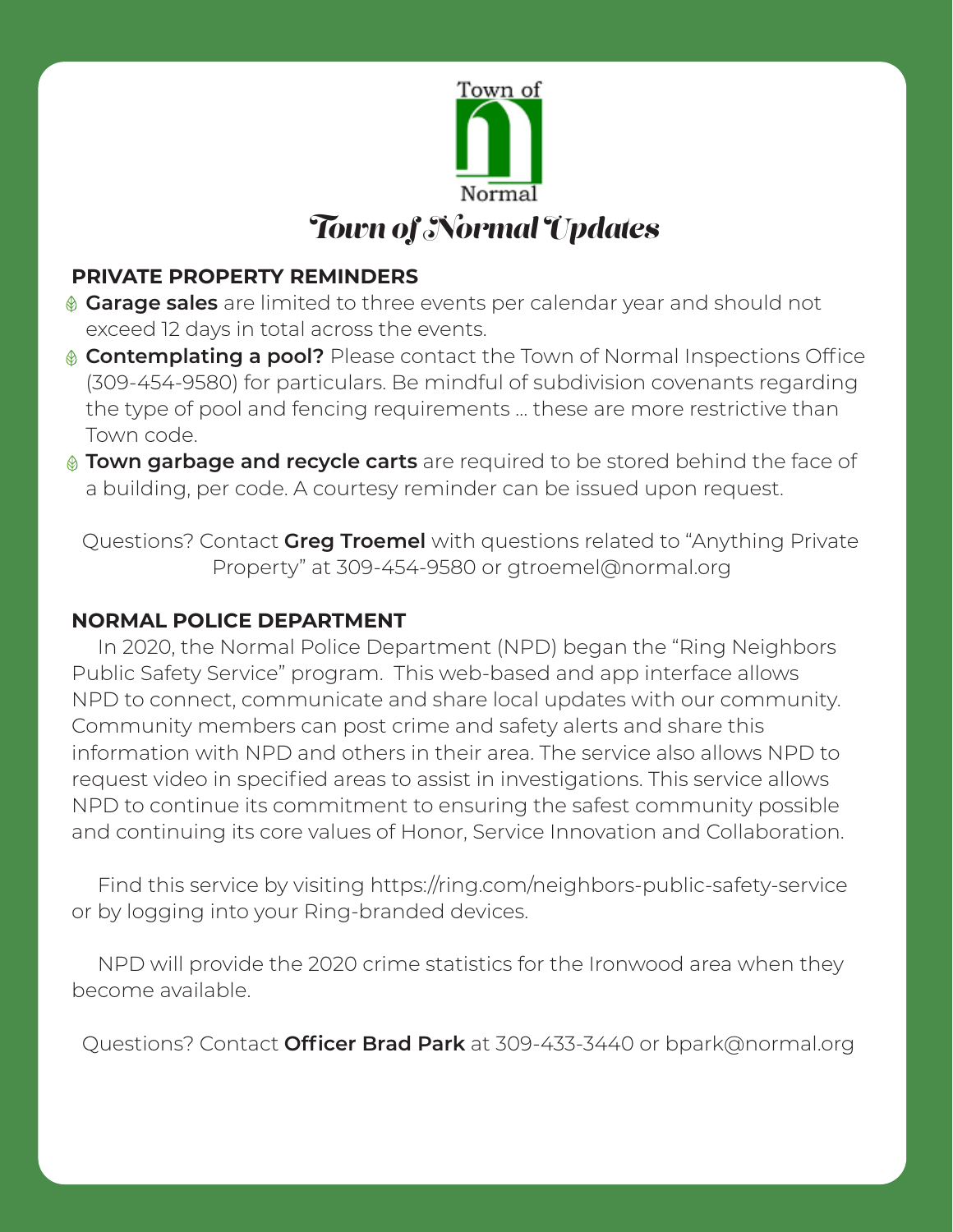Town of Normal

# Town of Normal Updates

## PRIVATE PROPERTY REMINDERS

- **Garage sales** are limited to three events per calendar year and should not exceed 12 days in total across the events.
- **Contemplating a pool?** Please contact the Town of Normal Inspections Office (309-454-9580) for particulars. Be mindful of subdivision covenants regarding the type of pool and fencing requirements … these are more restrictive than Town code.
- **Town garbage and recycle carts** are required to be stored behind the face of a building, per code. A courtesy reminder can be issued upon request.

Questions? Contact **Greg Troemel** with questions related to "Anything Private Property" at 309-454-9580 or gtroemel@normal.org

## NORMAL POLICE DEPARTMENT

In 2020, the Normal Police Department (NPD) began the "Ring Neighbors Public Safety Service" program. This web-based and app interface allows NPD to connect, communicate and share local updates with our community. Community members can post crime and safety alerts and share this information with NPD and others in their area. The service also allows NPD to request video in specified areas to assist in investigations. This service allows NPD to continue its commitment to ensuring the safest community possible and continuing its core values of Honor, Service Innovation and Collaboration.

Find this service by visiting https://ring.com/neighbors-public-safety-service or by logging into your Ring-branded devices.

NPD will provide the 2020 crime statistics for the Ironwood area when they become available.

Questions? Contact **Officer Brad Park** at 309-433-3440 or bpark@normal.org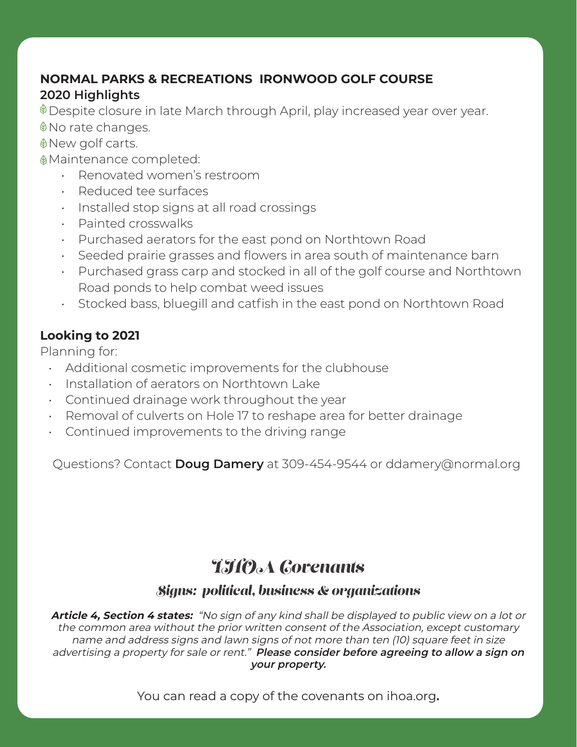## NORMAL PARKS & RECREATIONS IRONWOOD GOLF COURSE
### 2020 Highlights

- Despite closure in late March through April, play increased year over year.
- No rate changes.
- New golf carts.
- Maintenance completed:
  - Renovated women's restroom
  - Reduced tee surfaces
  - Installed stop signs at all road crossings
  - Painted crosswalks
  - Purchased aerators for the east pond on Northtown Road
  - Seeded prairie grasses and flowers in area south of maintenance barn
  - Purchased grass carp and stocked in all of the golf course and Northtown Road ponds to help combat weed issues
  - Stocked bass, bluegill and catfish in the east pond on Northtown Road

### Looking to 2021

Planning for:

- Additional cosmetic improvements for the clubhouse
- Installation of aerators on Northtown Lake
- Continued drainage work throughout the year
- Removal of culverts on Hole 17 to reshape area for better drainage
- Continued improvements to the driving range

Questions? Contact **Doug Damery** at 309-454-9544 or ddamery@normal.org

## IHOA Covenants

### Signs: political, business & organizations

***Article 4, Section 4 states:*** *"No sign of any kind shall be displayed to public view on a lot or the common area without the prior written consent of the Association, except customary name and address signs and lawn signs of not more than ten (10) square feet in size advertising a property for sale or rent."* ***Please consider before agreeing to allow a sign on your property.***

You can read a copy of the covenants on ihoa.org**.**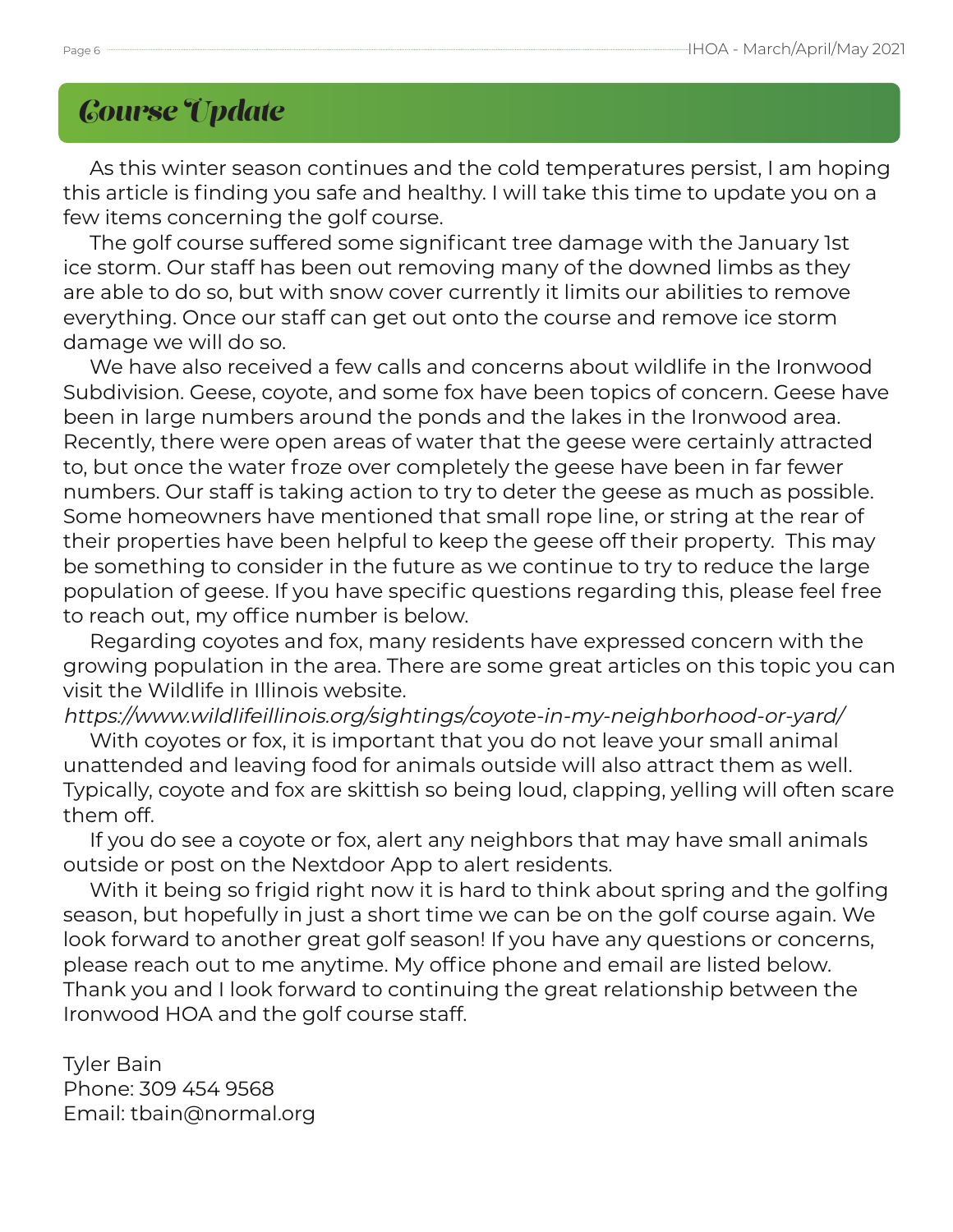# Course Update

As this winter season continues and the cold temperatures persist, I am hoping this article is finding you safe and healthy. I will take this time to update you on a few items concerning the golf course.

The golf course suffered some significant tree damage with the January 1st ice storm. Our staff has been out removing many of the downed limbs as they are able to do so, but with snow cover currently it limits our abilities to remove everything. Once our staff can get out onto the course and remove ice storm damage we will do so.

We have also received a few calls and concerns about wildlife in the Ironwood Subdivision. Geese, coyote, and some fox have been topics of concern. Geese have been in large numbers around the ponds and the lakes in the Ironwood area. Recently, there were open areas of water that the geese were certainly attracted to, but once the water froze over completely the geese have been in far fewer numbers. Our staff is taking action to try to deter the geese as much as possible. Some homeowners have mentioned that small rope line, or string at the rear of their properties have been helpful to keep the geese off their property. This may be something to consider in the future as we continue to try to reduce the large population of geese. If you have specific questions regarding this, please feel free to reach out, my office number is below.

Regarding coyotes and fox, many residents have expressed concern with the growing population in the area. There are some great articles on this topic you can visit the Wildlife in Illinois website.
*https://www.wildlifeillinois.org/sightings/coyote-in-my-neighborhood-or-yard/*

With coyotes or fox, it is important that you do not leave your small animal unattended and leaving food for animals outside will also attract them as well. Typically, coyote and fox are skittish so being loud, clapping, yelling will often scare them off.

If you do see a coyote or fox, alert any neighbors that may have small animals outside or post on the Nextdoor App to alert residents.

With it being so frigid right now it is hard to think about spring and the golfing season, but hopefully in just a short time we can be on the golf course again. We look forward to another great golf season! If you have any questions or concerns, please reach out to me anytime. My office phone and email are listed below. Thank you and I look forward to continuing the great relationship between the Ironwood HOA and the golf course staff.

Tyler Bain
Phone: 309 454 9568
Email: tbain@normal.org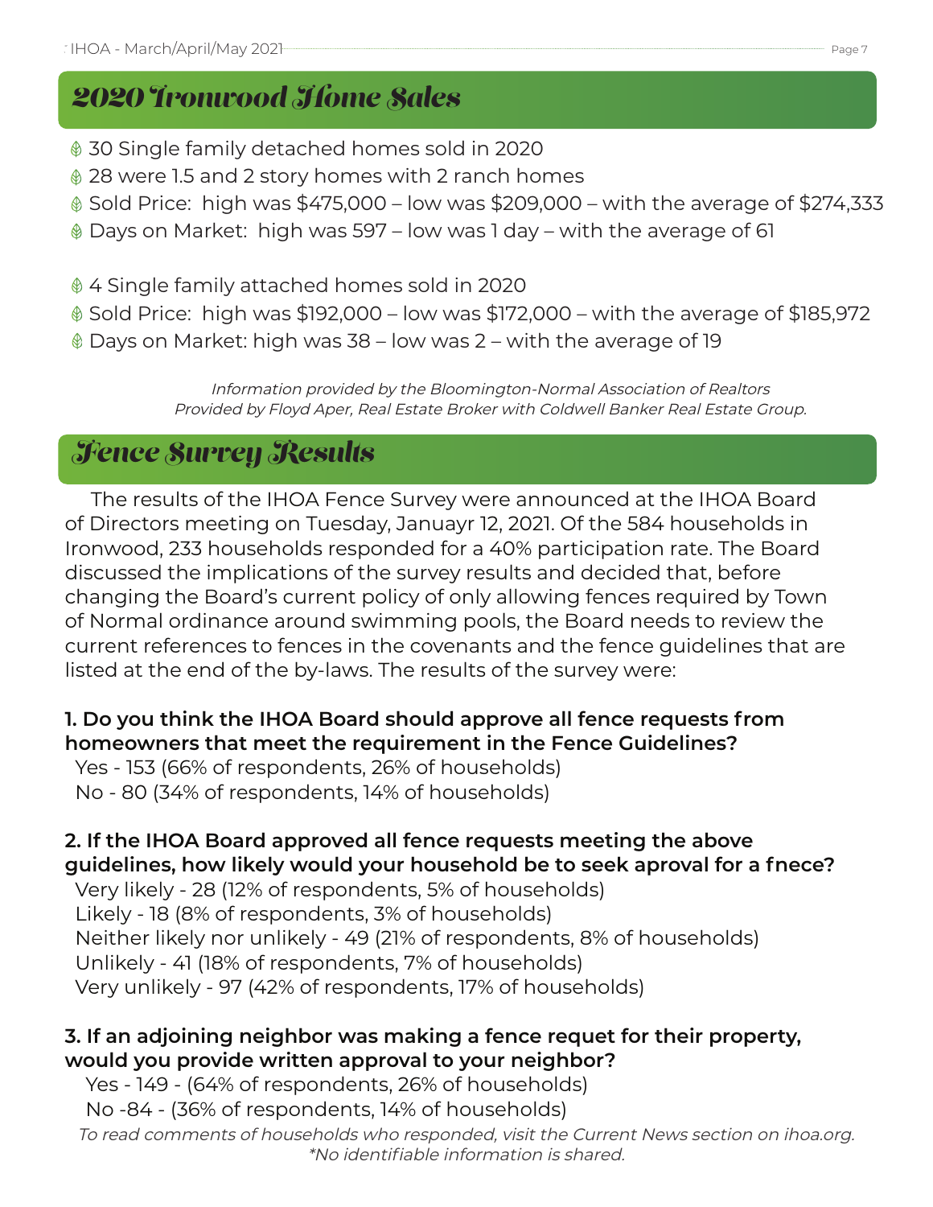## 2020 Ironwood Home Sales

- 30 Single family detached homes sold in 2020
- 28 were 1.5 and 2 story homes with 2 ranch homes
- Sold Price: high was $475,000 – low was $209,000 – with the average of $274,333
- Days on Market: high was 597 – low was 1 day – with the average of 61

- 4 Single family attached homes sold in 2020
- Sold Price: high was $192,000 – low was $172,000 – with the average of $185,972
- Days on Market: high was 38 – low was 2 – with the average of 19

*Information provided by the Bloomington-Normal Association of Realtors*
*Provided by Floyd Aper, Real Estate Broker with Coldwell Banker Real Estate Group.*

## Fence Survey Results

The results of the IHOA Fence Survey were announced at the IHOA Board of Directors meeting on Tuesday, Januayr 12, 2021. Of the 584 households in Ironwood, 233 households responded for a 40% participation rate. The Board discussed the implications of the survey results and decided that, before changing the Board's current policy of only allowing fences required by Town of Normal ordinance around swimming pools, the Board needs to review the current references to fences in the covenants and the fence guidelines that are listed at the end of the by-laws. The results of the survey were:

**1. Do you think the IHOA Board should approve all fence requests from homeowners that meet the requirement in the Fence Guidelines?**

Yes - 153 (66% of respondents, 26% of households)
No - 80 (34% of respondents, 14% of households)

**2. If the IHOA Board approved all fence requests meeting the above guidelines, how likely would your household be to seek aproval for a fnece?**

Very likely - 28 (12% of respondents, 5% of households)
Likely - 18 (8% of respondents, 3% of households)
Neither likely nor unlikely - 49 (21% of respondents, 8% of households)
Unlikely - 41 (18% of respondents, 7% of households)
Very unlikely - 97 (42% of respondents, 17% of households)

**3. If an adjoining neighbor was making a fence requet for their property, would you provide written approval to your neighbor?**

Yes - 149 - (64% of respondents, 26% of households)
No -84 - (36% of respondents, 14% of households)

*To read comments of households who responded, visit the Current News section on ihoa.org.*
*\*No identifiable information is shared.*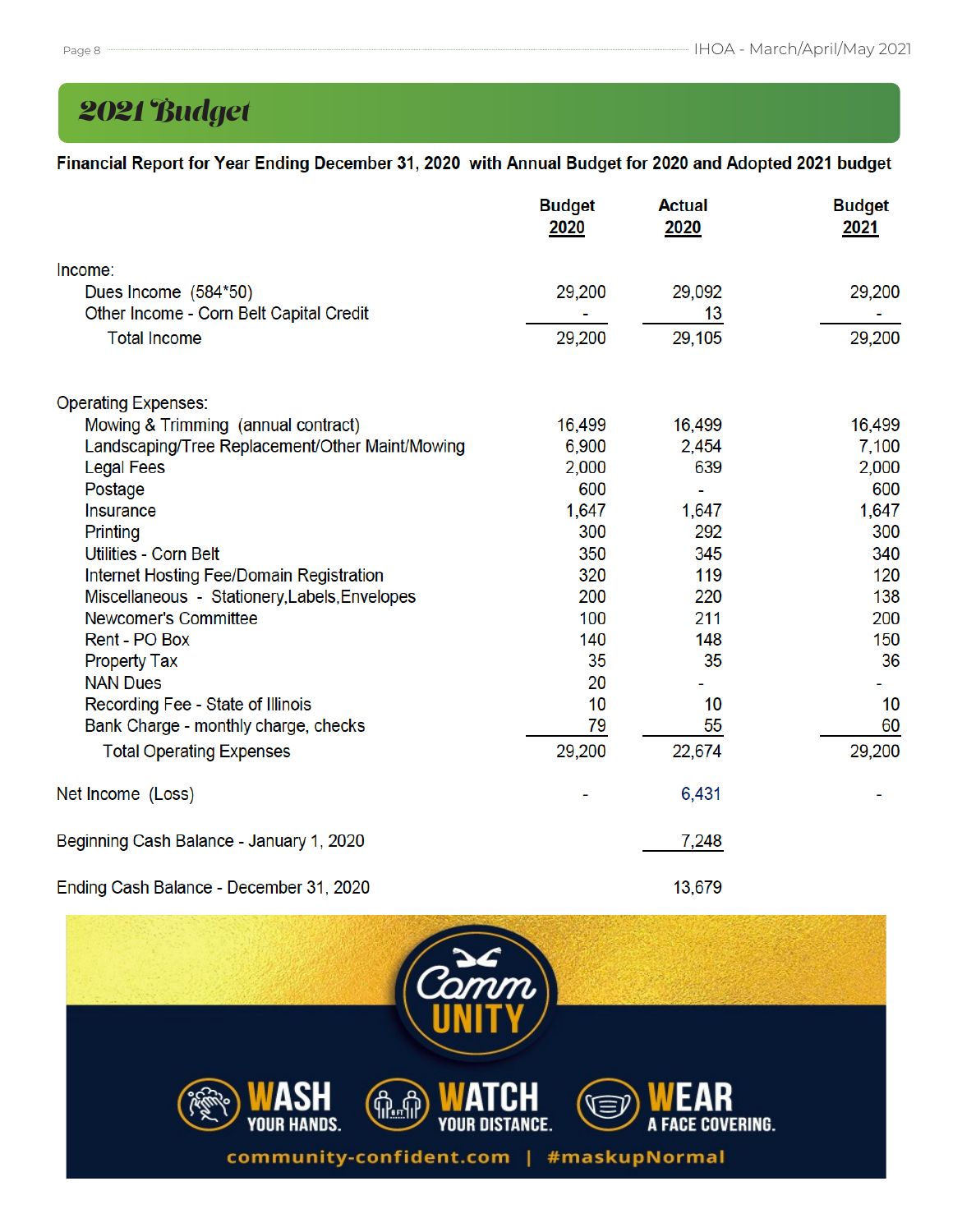## 2021 Budget

**Financial Report for Year Ending December 31, 2020 with Annual Budget for 2020 and Adopted 2021 budget**

| | Budget 2020 | Actual 2020 | Budget 2021 |
|---|---|---|---|
| Income: | | | |
| Dues Income (584*50) | 29,200 | 29,092 | 29,200 |
| Other Income - Corn Belt Capital Credit | - | 13 | - |
| Total Income | 29,200 | 29,105 | 29,200 |
| | | | |
| Operating Expenses: | | | |
| Mowing & Trimming (annual contract) | 16,499 | 16,499 | 16,499 |
| Landscaping/Tree Replacement/Other Maint/Mowing | 6,900 | 2,454 | 7,100 |
| Legal Fees | 2,000 | 639 | 2,000 |
| Postage | 600 | - | 600 |
| Insurance | 1,647 | 1,647 | 1,647 |
| Printing | 300 | 292 | 300 |
| Utilities - Corn Belt | 350 | 345 | 340 |
| Internet Hosting Fee/Domain Registration | 320 | 119 | 120 |
| Miscellaneous - Stationery,Labels,Envelopes | 200 | 220 | 138 |
| Newcomer's Committee | 100 | 211 | 200 |
| Rent - PO Box | 140 | 148 | 150 |
| Property Tax | 35 | 35 | 36 |
| NAN Dues | 20 | - | - |
| Recording Fee - State of Illinois | 10 | 10 | 10 |
| Bank Charge - monthly charge, checks | 79 | 55 | 60 |
| Total Operating Expenses | 29,200 | 22,674 | 29,200 |
| | | | |
| Net Income (Loss) | - | 6,431 | - |
| | | | |
| Beginning Cash Balance - January 1, 2020 | | 7,248 | |
| | | | |
| Ending Cash Balance - December 31, 2020 | | 13,679 | |

Comm UNITY

WASH YOUR HANDS. WATCH YOUR DISTANCE. WEAR A FACE COVERING.

community-confident.com | #maskupNormal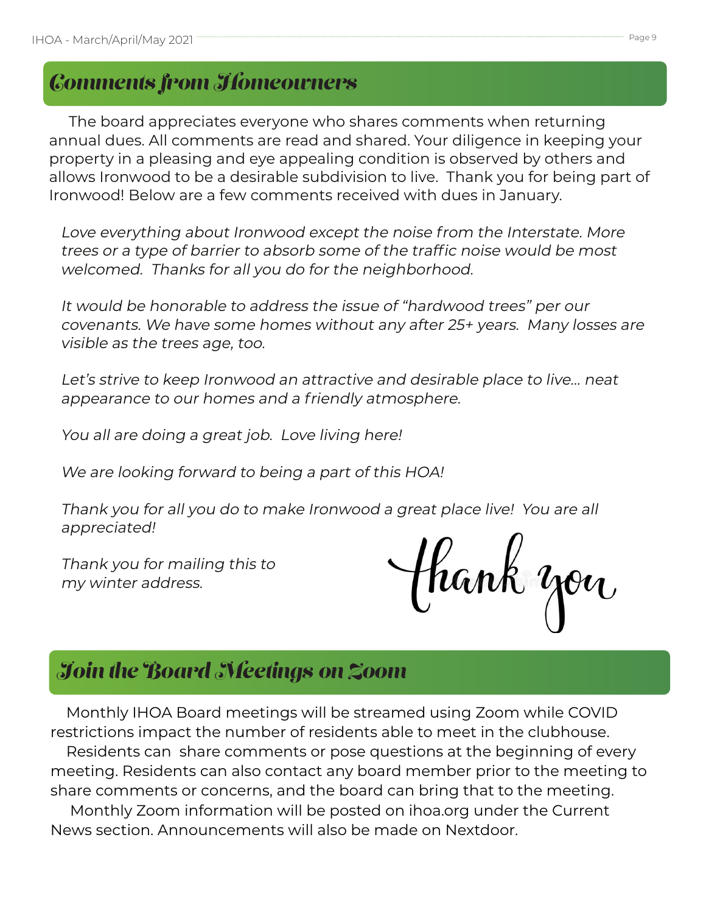## Comments from Homeowners

The board appreciates everyone who shares comments when returning annual dues. All comments are read and shared. Your diligence in keeping your property in a pleasing and eye appealing condition is observed by others and allows Ironwood to be a desirable subdivision to live. Thank you for being part of Ironwood! Below are a few comments received with dues in January.

*Love everything about Ironwood except the noise from the Interstate. More trees or a type of barrier to absorb some of the traffic noise would be most welcomed. Thanks for all you do for the neighborhood.*

*It would be honorable to address the issue of "hardwood trees" per our covenants. We have some homes without any after 25+ years. Many losses are visible as the trees age, too.*

*Let's strive to keep Ironwood an attractive and desirable place to live… neat appearance to our homes and a friendly atmosphere.*

*You all are doing a great job. Love living here!*

*We are looking forward to being a part of this HOA!*

*Thank you for all you do to make Ironwood a great place live! You are all appreciated!*

*Thank you for mailing this to my winter address.*

thank you

## Join the Board Meetings on Zoom

Monthly IHOA Board meetings will be streamed using Zoom while COVID restrictions impact the number of residents able to meet in the clubhouse.

Residents can share comments or pose questions at the beginning of every meeting. Residents can also contact any board member prior to the meeting to share comments or concerns, and the board can bring that to the meeting.

Monthly Zoom information will be posted on ihoa.org under the Current News section. Announcements will also be made on Nextdoor.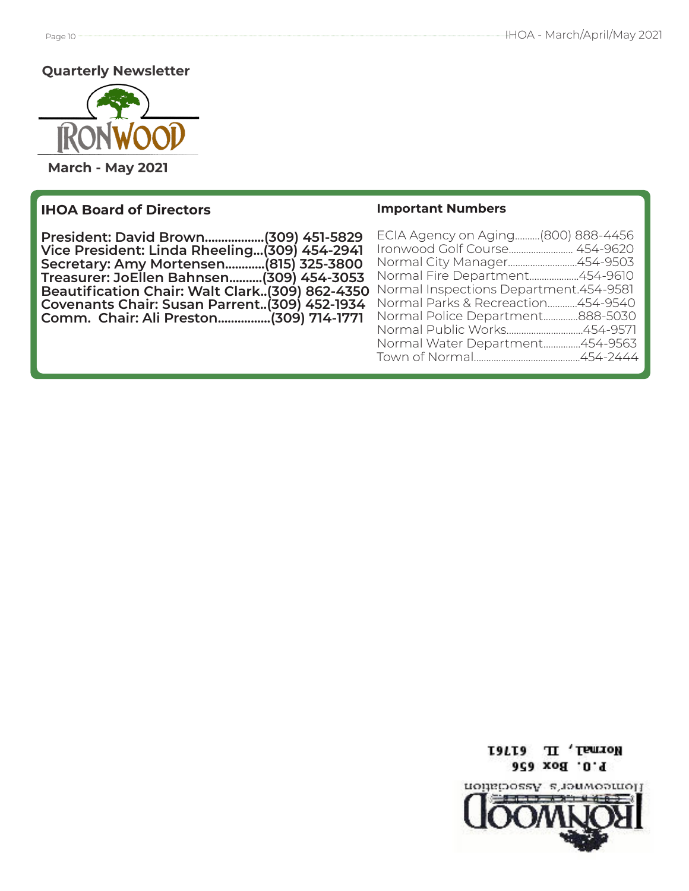**Quarterly Newsletter**

IRONWOOD

**March - May 2021**

### IHOA Board of Directors

**President: David Brown..................(309) 451-5829**
**Vice President: Linda Rheeling...(309) 454-2941**
**Secretary: Amy Mortensen............(815) 325-3800**
**Treasurer: JoEllen Bahnsen..........(309) 454-3053**
**Beautification Chair: Walt Clark..(309) 862-4350**
**Covenants Chair: Susan Parrent..(309) 452-1934**
**Comm. Chair: Ali Preston................(309) 714-1771**

### Important Numbers

ECIA Agency on Aging..........(800) 888-4456
Ironwood Golf Course.......................... 454-9620
Normal City Manager............................454-9503
Normal Fire Department....................454-9610
Normal Inspections Department.454-9581
Normal Parks & Recreaction............454-9540
Normal Police Department..............888-5030
Normal Public Works..............................454-9571
Normal Water Department...............454-9563
Town of Normal..........................................454-2444

IRONWOOD
Homeowner's Association
P.O. Box 656
Normal, IL 61761